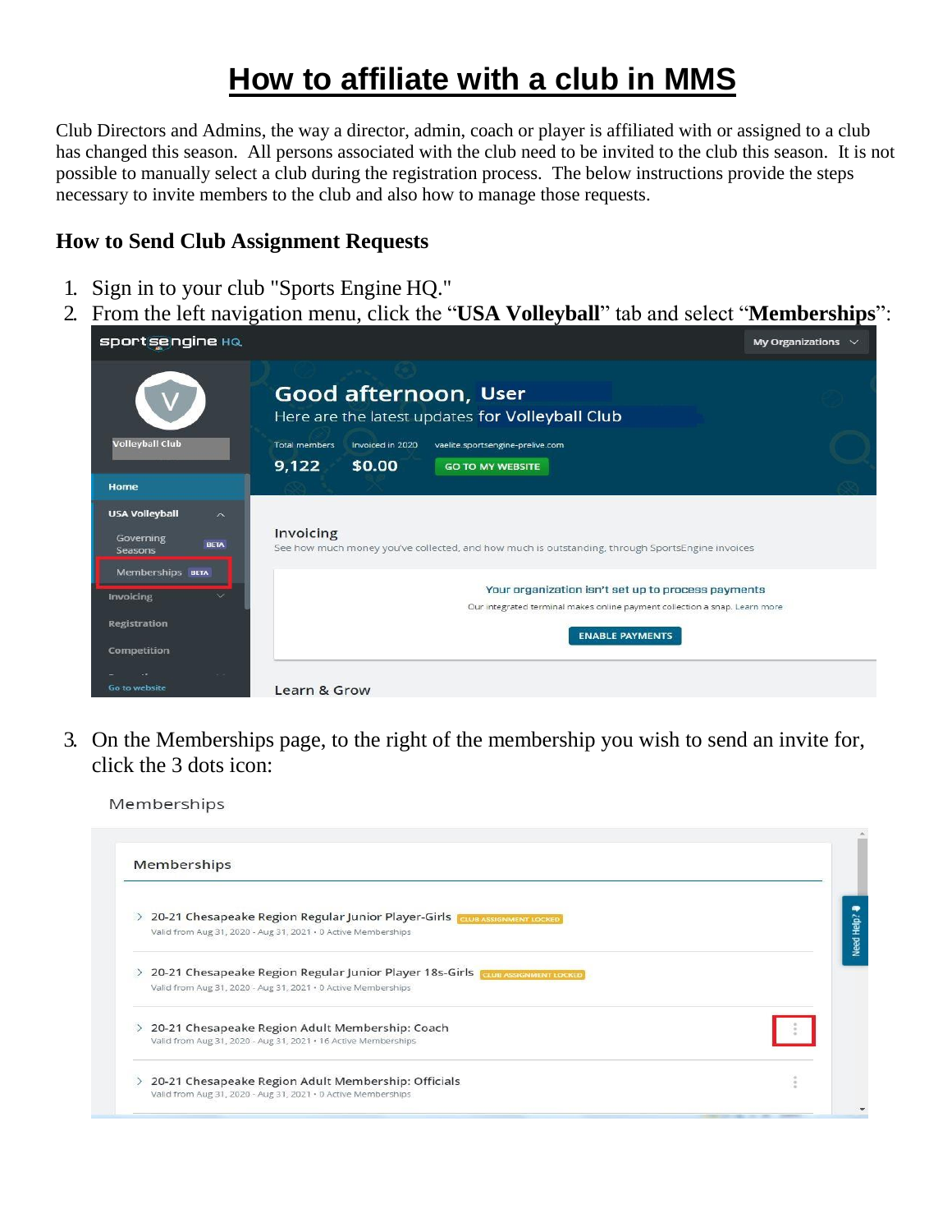# How to affiliate with a club in MMS

Club Directors and Admins, the way a director, admin, coach or player is affiliated with or assigned to a club has changed this season. All persons associated with the club need to be invited to the club this season. It is not possible to manually select a club during the registration process. The below instructions provide the steps necessary to invite members to the club and also how to manage those requests.

### How to Send Club Assignment Requests

1. Sign in to your club "Sports Engine HQ."
2. From the left navigation menu, click the "**USA Volleyball**" tab and select "**Memberships**":
3. On the Memberships page, to the right of the membership you wish to send an invite for, click the 3 dots icon: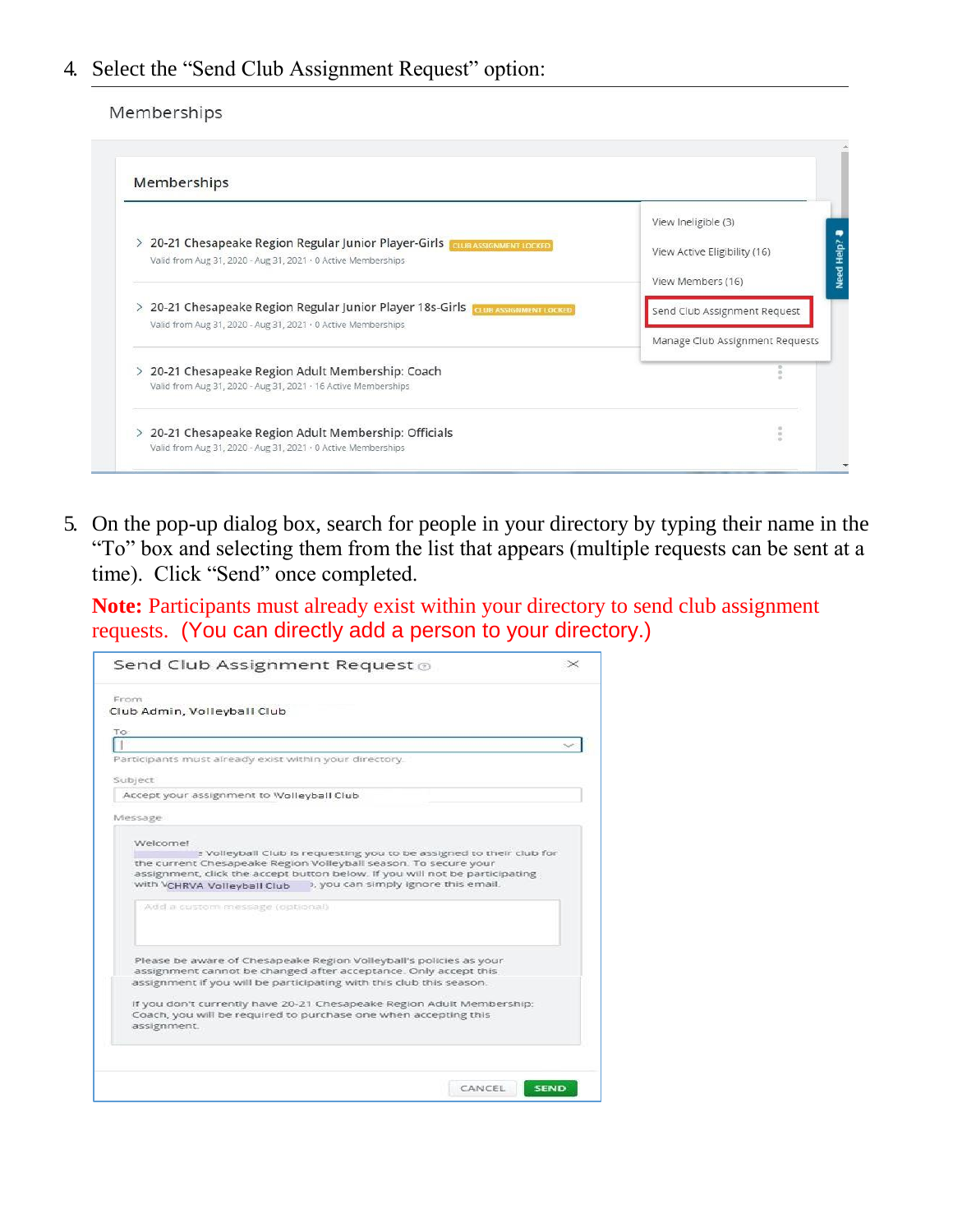4. Select the "Send Club Assignment Request" option:

Memberships

Memberships

- 20-21 Chesapeake Region Regular Junior Player-Girls CLUB ASSIGNMENT LOCKED
  Valid from Aug 31, 2020 - Aug 31, 2021 · 0 Active Memberships
- 20-21 Chesapeake Region Regular Junior Player 18s-Girls CLUB ASSIGNMENT LOCKED
  Valid from Aug 31, 2020 - Aug 31, 2021 · 0 Active Memberships
- 20-21 Chesapeake Region Adult Membership: Coach
  Valid from Aug 31, 2020 - Aug 31, 2021 · 16 Active Memberships
- 20-21 Chesapeake Region Adult Membership: Officials
  Valid from Aug 31, 2020 - Aug 31, 2021 · 0 Active Memberships

View Ineligible (3)

View Active Eligibility (16)

View Members (16)

Send Club Assignment Request

Manage Club Assignment Requests

Need Help?

5. On the pop-up dialog box, search for people in your directory by typing their name in the "To" box and selecting them from the list that appears (multiple requests can be sent at a time). Click "Send" once completed.

**Note:** Participants must already exist within your directory to send club assignment requests. (You can directly add a person to your directory.)

Send Club Assignment Request

From
Club Admin, Volleyball Club

To

Participants must already exist within your directory.

Subject
Accept your assignment to Volleyball Club

Message

Welcome!
Volleyball Club is requesting you to be assigned to their club for the current Chesapeake Region Volleyball season. To secure your assignment, click the accept button below. If you will not be participating with CHRVA Volleyball Club, you can simply ignore this email.

Add a custom message (optional)

Please be aware of Chesapeake Region Volleyball's policies as your assignment cannot be changed after acceptance. Only accept this assignment if you will be participating with this club this season.

If you don't currently have 20-21 Chesapeake Region Adult Membership: Coach, you will be required to purchase one when accepting this assignment.

CANCEL SEND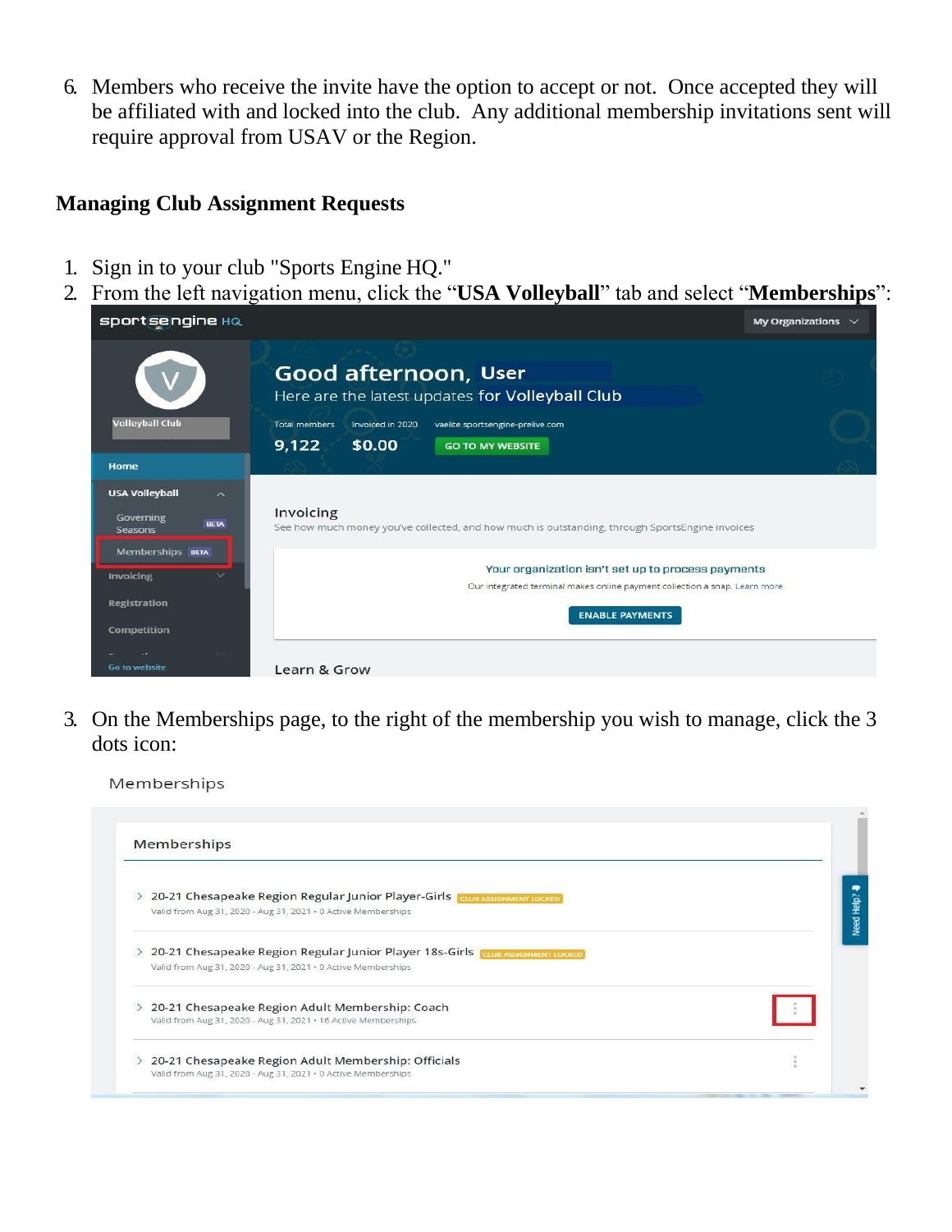6. Members who receive the invite have the option to accept or not. Once accepted they will be affiliated with and locked into the club. Any additional membership invitations sent will require approval from USAV or the Region.

## Managing Club Assignment Requests

1. Sign in to your club "Sports Engine HQ."
2. From the left navigation menu, click the "**USA Volleyball**" tab and select "**Memberships**":
3. On the Memberships page, to the right of the membership you wish to manage, click the 3 dots icon: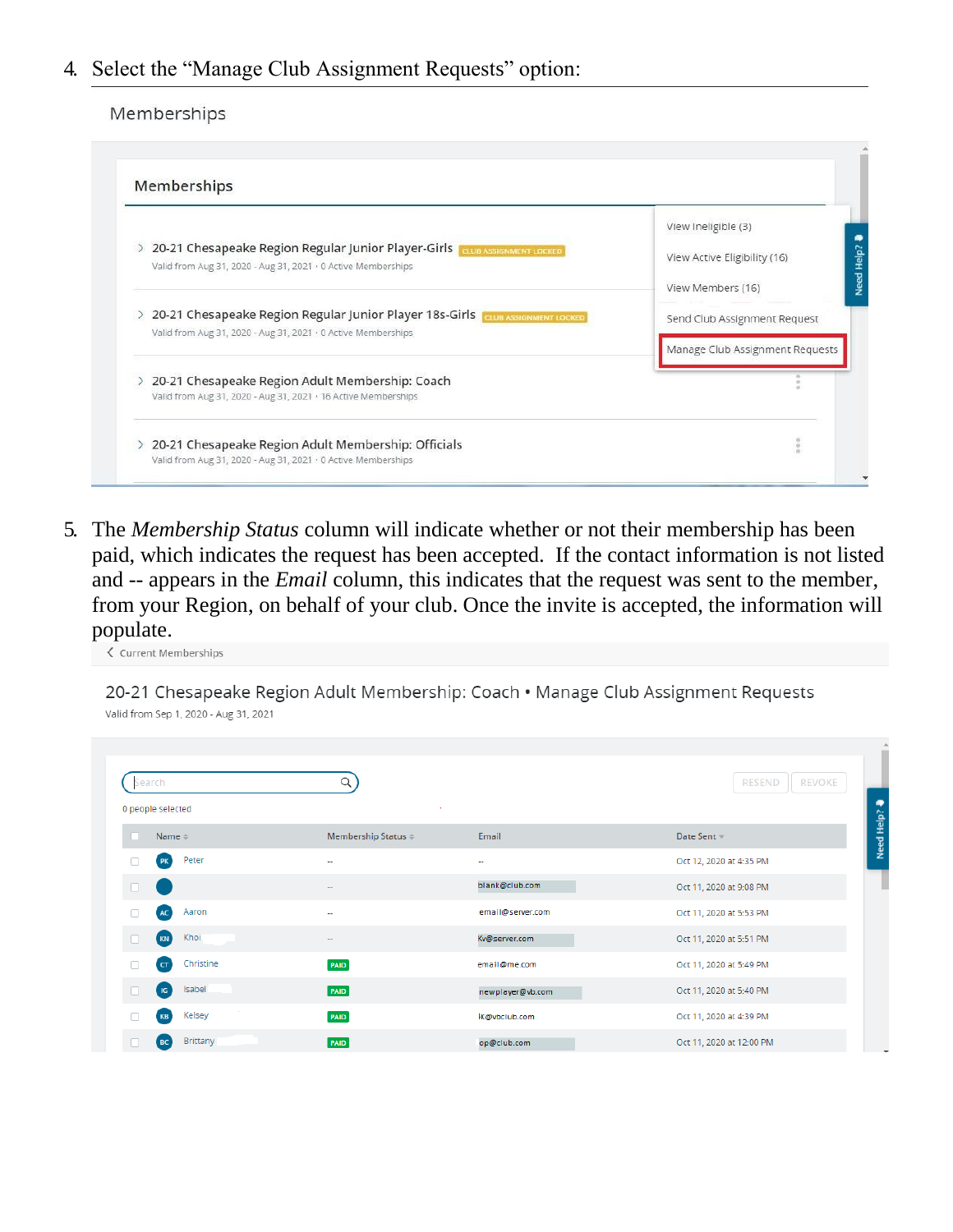4. Select the "Manage Club Assignment Requests" option:

Memberships

Memberships

- 20-21 Chesapeake Region Regular Junior Player-Girls CLUB ASSIGNMENT LOCKED
  Valid from Aug 31, 2020 - Aug 31, 2021 · 0 Active Memberships
- 20-21 Chesapeake Region Regular Junior Player 18s-Girls CLUB ASSIGNMENT LOCKED
  Valid from Aug 31, 2020 - Aug 31, 2021 · 0 Active Memberships
- 20-21 Chesapeake Region Adult Membership: Coach
  Valid from Aug 31, 2020 - Aug 31, 2021 · 16 Active Memberships
- 20-21 Chesapeake Region Adult Membership: Officials
  Valid from Aug 31, 2020 - Aug 31, 2021 · 0 Active Memberships

View Ineligible (3)
View Active Eligibility (16)
View Members (16)
Send Club Assignment Request
Manage Club Assignment Requests

Need Help?

5. The *Membership Status* column will indicate whether or not their membership has been paid, which indicates the request has been accepted. If the contact information is not listed and -- appears in the *Email* column, this indicates that the request was sent to the member, from your Region, on behalf of your club. Once the invite is accepted, the information will populate.

< Current Memberships

20-21 Chesapeake Region Adult Membership: Coach • Manage Club Assignment Requests
Valid from Sep 1, 2020 - Aug 31, 2021

Search | RESEND | REVOKE

0 people selected

| Name | Membership Status | Email | Date Sent |
|---|---|---|---|
| PK Peter | -- | -- | Oct 12, 2020 at 4:35 PM |
| | -- | blank@club.com | Oct 11, 2020 at 9:08 PM |
| AC Aaron | -- | email@server.com | Oct 11, 2020 at 5:53 PM |
| KN Khoi | -- | Kv@server.com | Oct 11, 2020 at 5:51 PM |
| CT Christine | PAID | email@me.com | Oct 11, 2020 at 5:49 PM |
| IG Isabel | PAID | newplayer@vb.com | Oct 11, 2020 at 5:40 PM |
| KB Kelsey | PAID | lk@vbclub.com | Oct 11, 2020 at 4:39 PM |
| BC Brittany | PAID | op@club.com | Oct 11, 2020 at 12:00 PM |

Need Help?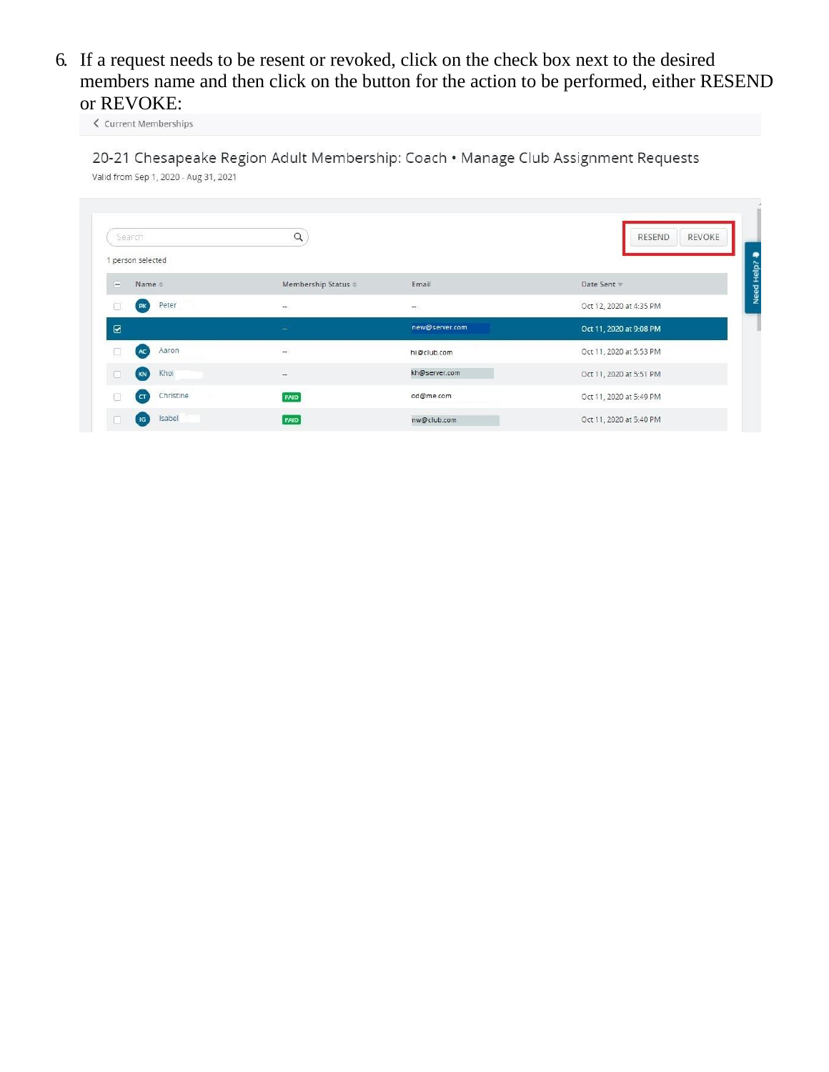6. If a request needs to be resent or revoked, click on the check box next to the desired members name and then click on the button for the action to be performed, either RESEND or REVOKE:

< Current Memberships

20-21 Chesapeake Region Adult Membership: Coach • Manage Club Assignment Requests

Valid from Sep 1, 2020 - Aug 31, 2021

Search

RESEND REVOKE

1 person selected

| | Name | Membership Status | Email | Date Sent |
|---|---|---|---|---|
| ☐ | PK Peter | -- | -- | Oct 12, 2020 at 4:35 PM |
| ☑ | | -- | new@server.com | Oct 11, 2020 at 9:08 PM |
| ☐ | AC Aaron | -- | hi@club.com | Oct 11, 2020 at 5:53 PM |
| ☐ | KN Khoi | -- | kh@server.com | Oct 11, 2020 at 5:51 PM |
| ☐ | CT Christine | PAID | od@me.com | Oct 11, 2020 at 5:49 PM |
| ☐ | IG Isabel | PAID | nw@club.com | Oct 11, 2020 at 5:40 PM |

Need Help?